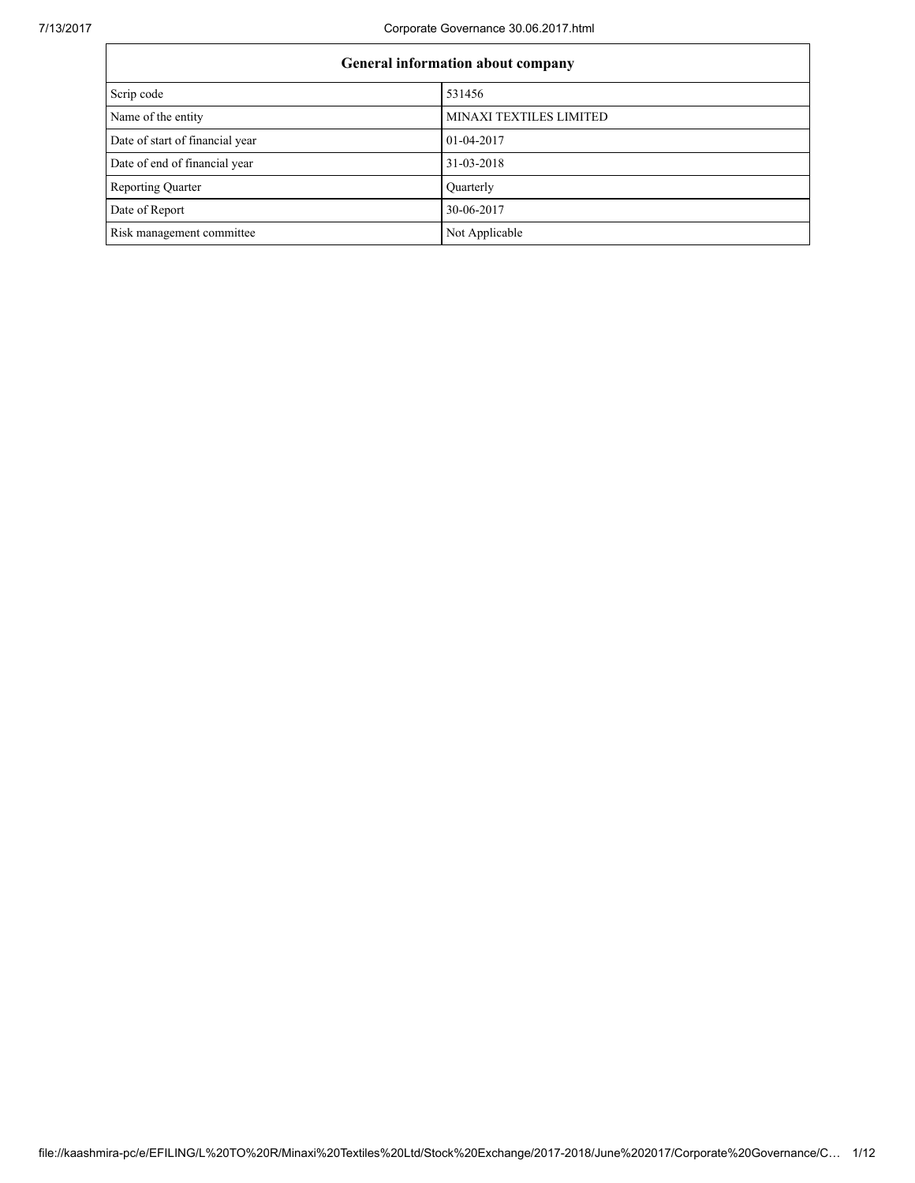| General information about company | |
|---|---|
| Scrip code | 531456 |
| Name of the entity | MINAXI TEXTILES LIMITED |
| Date of start of financial year | 01-04-2017 |
| Date of end of financial year | 31-03-2018 |
| Reporting Quarter | Quarterly |
| Date of Report | 30-06-2017 |
| Risk management committee | Not Applicable |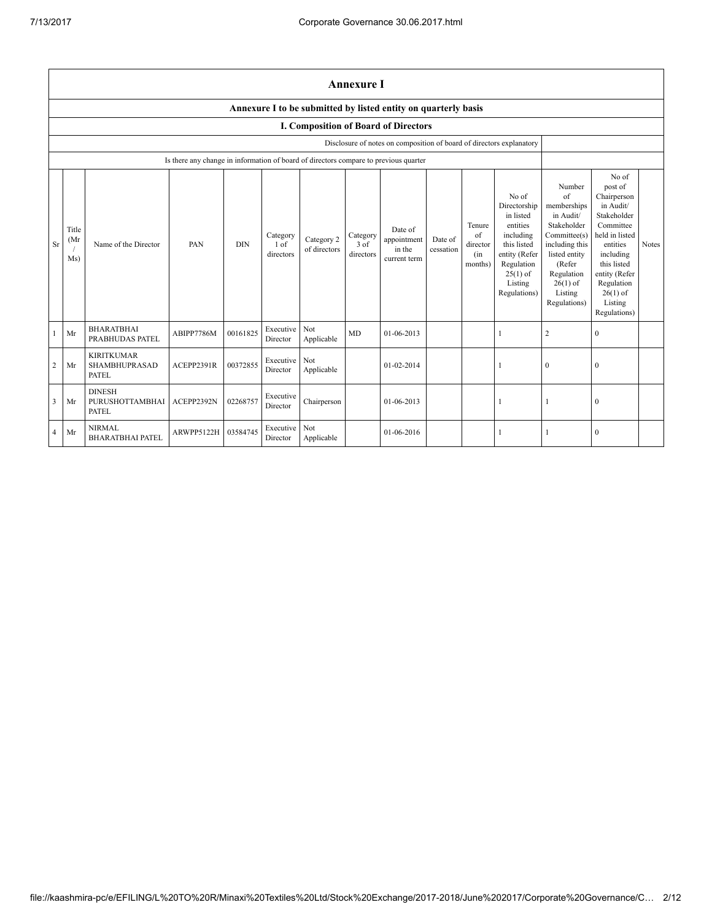## Annexure I

### Annexure I to be submitted by listed entity on quarterly basis

### I. Composition of Board of Directors

| Disclosure of notes on composition of board of directors explanatory | |
|---|---|
| Is there any change in information of board of directors compare to previous quarter | |

| Sr | Title (Mr / Ms) | Name of the Director | PAN | DIN | Category 1 of directors | Category 2 of directors | Category 3 of directors | Date of appointment in the current term | Date of cessation | Tenure of director (in months) | No of Directorship in listed entities including this listed entity (Refer Regulation 25(1) of Listing Regulations) | Number of memberships in Audit/ Stakeholder Committee(s) including this listed entity (Refer Regulation 26(1) of Listing Regulations) | No of post of Chairperson in Audit/ Stakeholder Committee held in listed entities including this listed entity (Refer Regulation 26(1) of Listing Regulations) | Notes |
|---|---|---|---|---|---|---|---|---|---|---|---|---|---|---|
| 1 | Mr | BHARATBHAI PRABHUDAS PATEL | ABIPP7786M | 00161825 | Executive Director | Not Applicable | MD | 01-06-2013 | | | 1 | 2 | 0 | |
| 2 | Mr | KIRITKUMAR SHAMBHUPRASAD PATEL | ACEPP2391R | 00372855 | Executive Director | Not Applicable | | 01-02-2014 | | | 1 | 0 | 0 | |
| 3 | Mr | DINESH PURUSHOTTAMBHAI PATEL | ACEPP2392N | 02268757 | Executive Director | Chairperson | | 01-06-2013 | | | 1 | 1 | 0 | |
| 4 | Mr | NIRMAL BHARATBHAI PATEL | ARWPP5122H | 03584745 | Executive Director | Not Applicable | | 01-06-2016 | | | 1 | 1 | 0 | |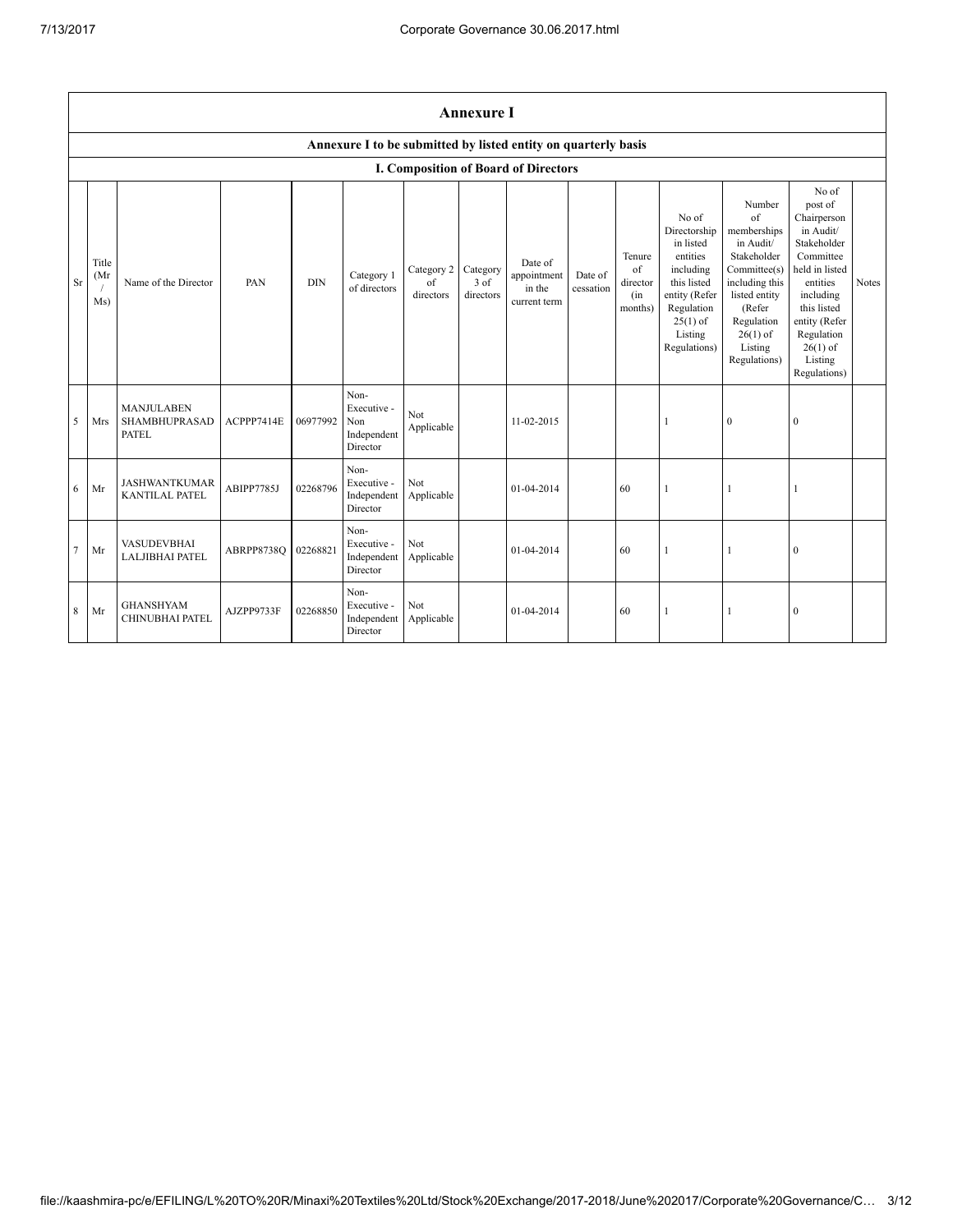| Annexure I | | | | | | | | | | | | | | |
|---|---|---|---|---|---|---|---|---|---|---|---|---|---|---|
| Annexure I to be submitted by listed entity on quarterly basis | | | | | | | | | | | | | | |
| I. Composition of Board of Directors | | | | | | | | | | | | | | |
| Sr | Title (Mr / Ms) | Name of the Director | PAN | DIN | Category 1 of directors | Category 2 of directors | Category 3 of directors | Date of appointment in the current term | Date of cessation | Tenure of director (in months) | No of Directorship in listed entities including this listed entity (Refer Regulation 25(1) of Listing Regulations) | Number of memberships in Audit/ Stakeholder Committee(s) including this listed entity (Refer Regulation 26(1) of Listing Regulations) | No of post of Chairperson in Audit/ Stakeholder Committee held in listed entities including this listed entity (Refer Regulation 26(1) of Listing Regulations) | Notes |
| 5 | Mrs | MANJULABEN SHAMBHUPRASAD PATEL | ACPPP7414E | 06977992 | Non-Executive - Non Independent Director | Not Applicable | | 11-02-2015 | | | 1 | 0 | 0 | |
| 6 | Mr | JASHWANTKUMAR KANTILAL PATEL | ABIPP7785J | 02268796 | Non-Executive - Independent Director | Not Applicable | | 01-04-2014 | | 60 | 1 | 1 | 1 | |
| 7 | Mr | VASUDEVBHAI LALJIBHAI PATEL | ABRPP8738Q | 02268821 | Non-Executive - Independent Director | Not Applicable | | 01-04-2014 | | 60 | 1 | 1 | 0 | |
| 8 | Mr | GHANSHYAM CHINUBHAI PATEL | AJZPP9733F | 02268850 | Non-Executive - Independent Director | Not Applicable | | 01-04-2014 | | 60 | 1 | 1 | 0 | |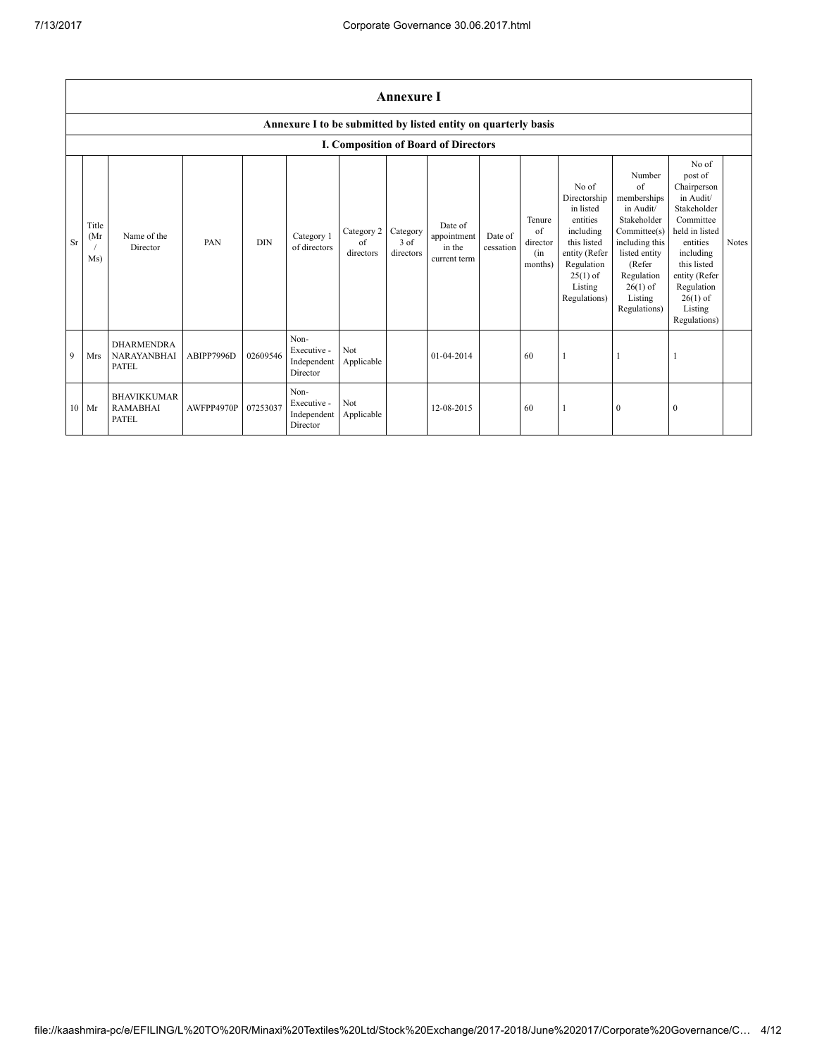| Annexure I | | | | | | | | | | | | | | | |
|---|---|---|---|---|---|---|---|---|---|---|---|---|---|---|---|
| Annexure I to be submitted by listed entity on quarterly basis | | | | | | | | | | | | | | | |
| I. Composition of Board of Directors | | | | | | | | | | | | | | | |
| Sr | Title (Mr / Ms) | Name of the Director | PAN | DIN | Category 1 of directors | Category 2 of directors | Category 3 of directors | Date of appointment in the current term | Date of cessation | Tenure of director (in months) | No of Directorship in listed entities including this listed entity (Refer Regulation 25(1) of Listing Regulations) | Number of memberships in Audit/ Stakeholder Committee(s) including this listed entity (Refer Regulation 26(1) of Listing Regulations) | No of post of Chairperson in Audit/ Stakeholder Committee held in listed entities including this listed entity (Refer Regulation 26(1) of Listing Regulations) | Notes |
| 9 | Mrs | DHARMENDRA NARAYANBHAI PATEL | ABIPP7996D | 02609546 | Non-Executive - Independent Director | Not Applicable | | 01-04-2014 | | 60 | 1 | 1 | 1 | |
| 10 | Mr | BHAVIKKUMAR RAMABHAI PATEL | AWFPP4970P | 07253037 | Non-Executive - Independent Director | Not Applicable | | 12-08-2015 | | 60 | 1 | 0 | 0 | |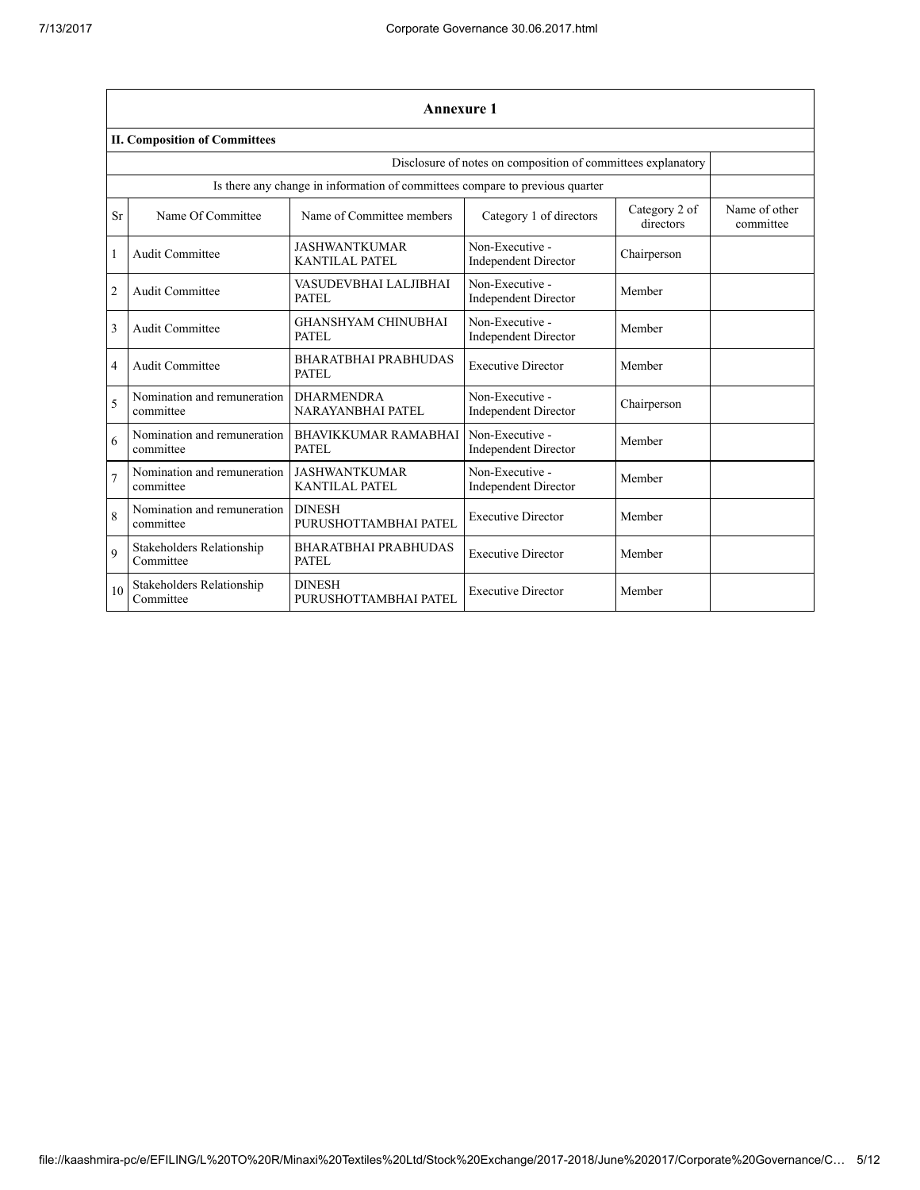## Annexure 1

### II. Composition of Committees

| | | | | | |
|---|---|---|---|---|---|
| Disclosure of notes on composition of committees explanatory | | | | | |
| Is there any change in information of committees compare to previous quarter | | | | | |

| Sr | Name Of Committee | Name of Committee members | Category 1 of directors | Category 2 of directors | Name of other committee |
|---|---|---|---|---|---|
| 1 | Audit Committee | JASHWANTKUMAR KANTILAL PATEL | Non-Executive - Independent Director | Chairperson | |
| 2 | Audit Committee | VASUDEVBHAI LALJIBHAI PATEL | Non-Executive - Independent Director | Member | |
| 3 | Audit Committee | GHANSHYAM CHINUBHAI PATEL | Non-Executive - Independent Director | Member | |
| 4 | Audit Committee | BHARATBHAI PRABHUDAS PATEL | Executive Director | Member | |
| 5 | Nomination and remuneration committee | DHARMENDRA NARAYANBHAI PATEL | Non-Executive - Independent Director | Chairperson | |
| 6 | Nomination and remuneration committee | BHAVIKKUMAR RAMABHAI PATEL | Non-Executive - Independent Director | Member | |
| 7 | Nomination and remuneration committee | JASHWANTKUMAR KANTILAL PATEL | Non-Executive - Independent Director | Member | |
| 8 | Nomination and remuneration committee | DINESH PURUSHOTTAMBHAI PATEL | Executive Director | Member | |
| 9 | Stakeholders Relationship Committee | BHARATBHAI PRABHUDAS PATEL | Executive Director | Member | |
| 10 | Stakeholders Relationship Committee | DINESH PURUSHOTTAMBHAI PATEL | Executive Director | Member | |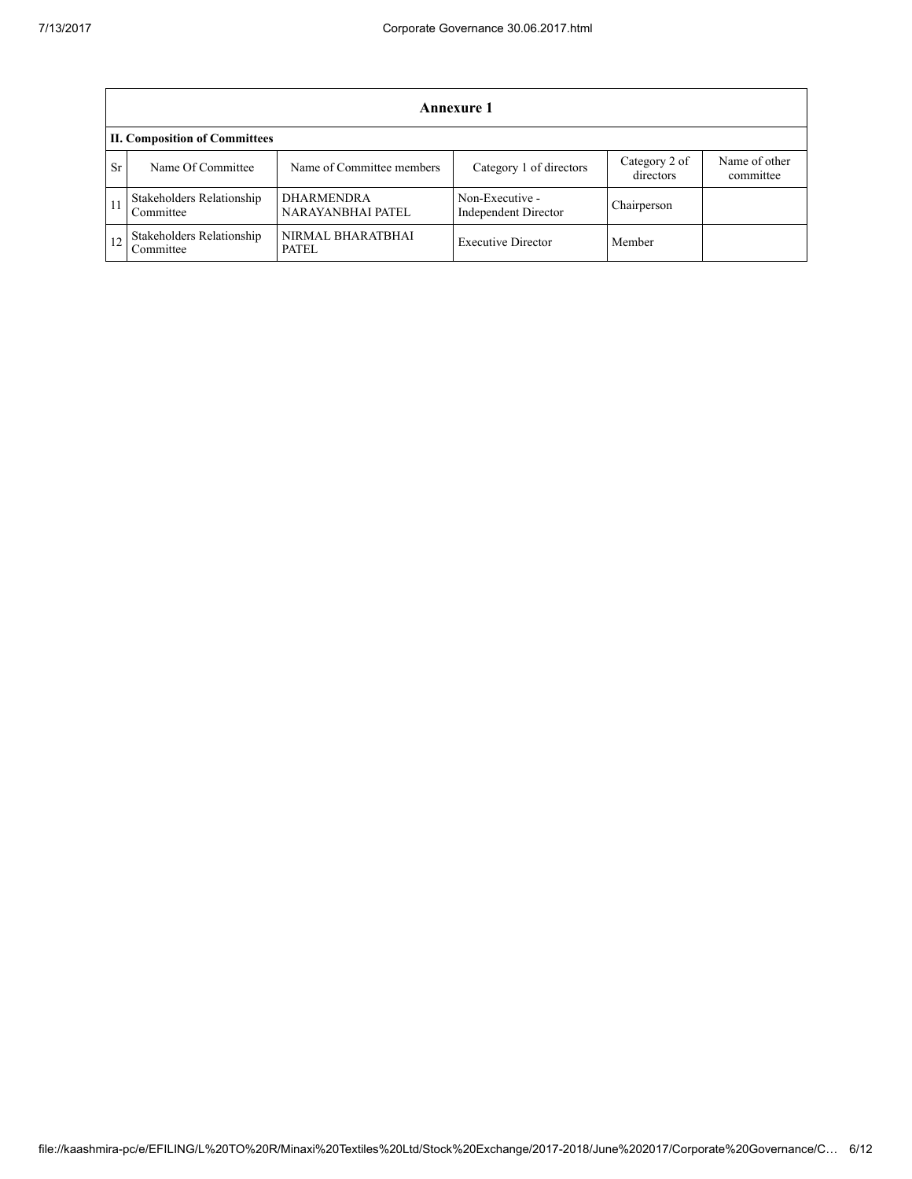## Annexure 1

### II. Composition of Committees

| Sr | Name Of Committee | Name of Committee members | Category 1 of directors | Category 2 of directors | Name of other committee |
|---|---|---|---|---|---|
| 11 | Stakeholders Relationship Committee | DHARMENDRA NARAYANBHAI PATEL | Non-Executive - Independent Director | Chairperson | |
| 12 | Stakeholders Relationship Committee | NIRMAL BHARATBHAI PATEL | Executive Director | Member | |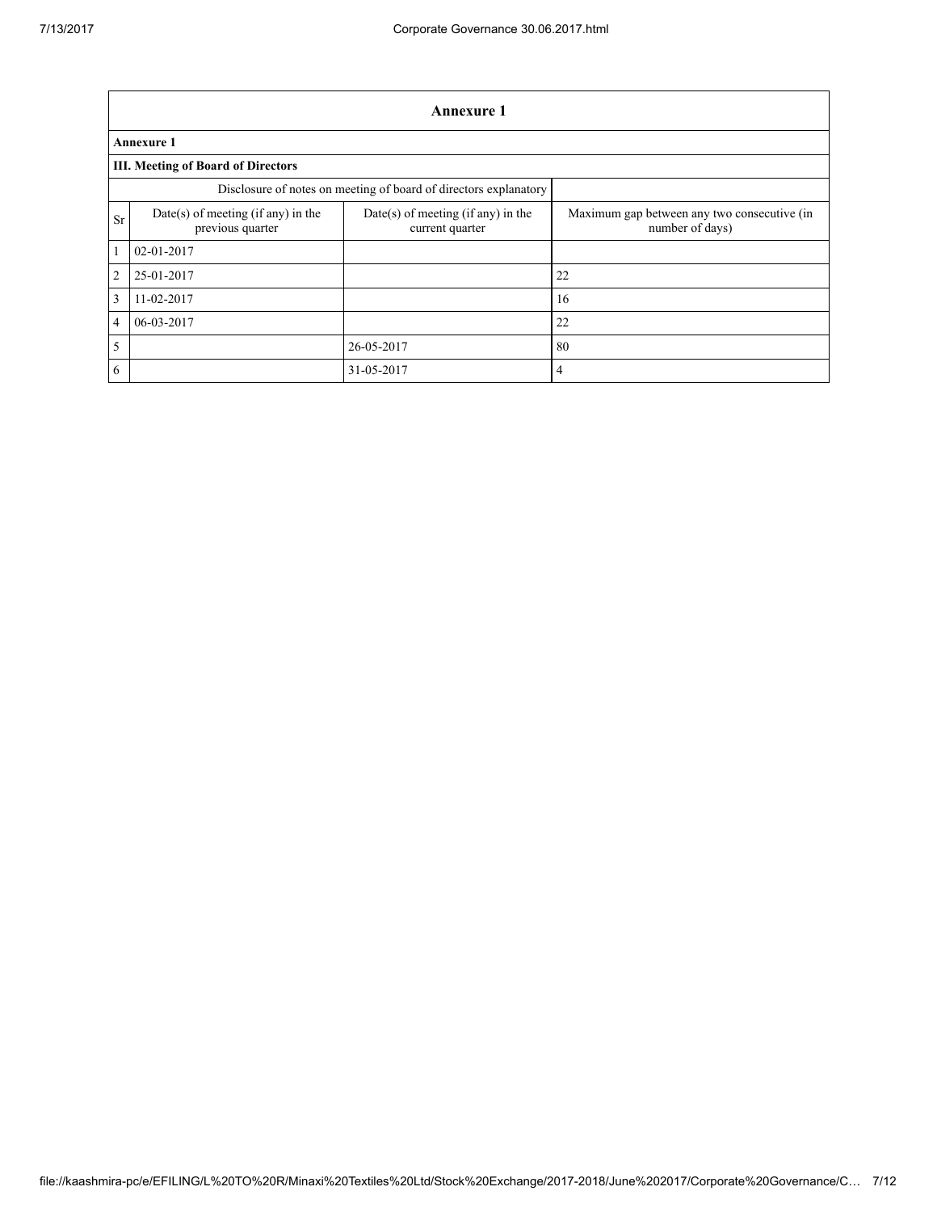## Annexure 1

**Annexure 1**

**III. Meeting of Board of Directors**

| Disclosure of notes on meeting of board of directors explanatory | | | |
|---|---|---|---|
| Sr | Date(s) of meeting (if any) in the previous quarter | Date(s) of meeting (if any) in the current quarter | Maximum gap between any two consecutive (in number of days) |
| 1 | 02-01-2017 | | |
| 2 | 25-01-2017 | | 22 |
| 3 | 11-02-2017 | | 16 |
| 4 | 06-03-2017 | | 22 |
| 5 | | 26-05-2017 | 80 |
| 6 | | 31-05-2017 | 4 |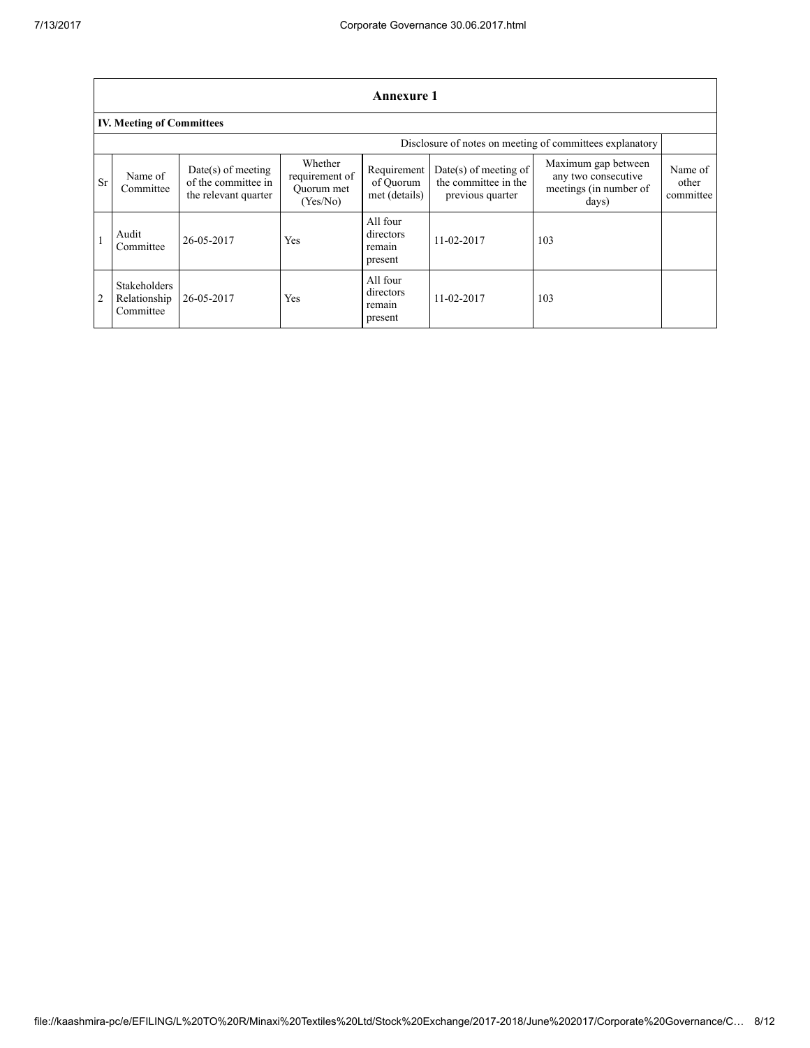## Annexure 1

### IV. Meeting of Committees

Disclosure of notes on meeting of committees explanatory

| Sr | Name of Committee | Date(s) of meeting of the committee in the relevant quarter | Whether requirement of Quorum met (Yes/No) | Requirement of Quorum met (details) | Date(s) of meeting of the committee in the previous quarter | Maximum gap between any two consecutive meetings (in number of days) | Name of other committee |
|---|---|---|---|---|---|---|---|
| 1 | Audit Committee | 26-05-2017 | Yes | All four directors remain present | 11-02-2017 | 103 | |
| 2 | Stakeholders Relationship Committee | 26-05-2017 | Yes | All four directors remain present | 11-02-2017 | 103 | |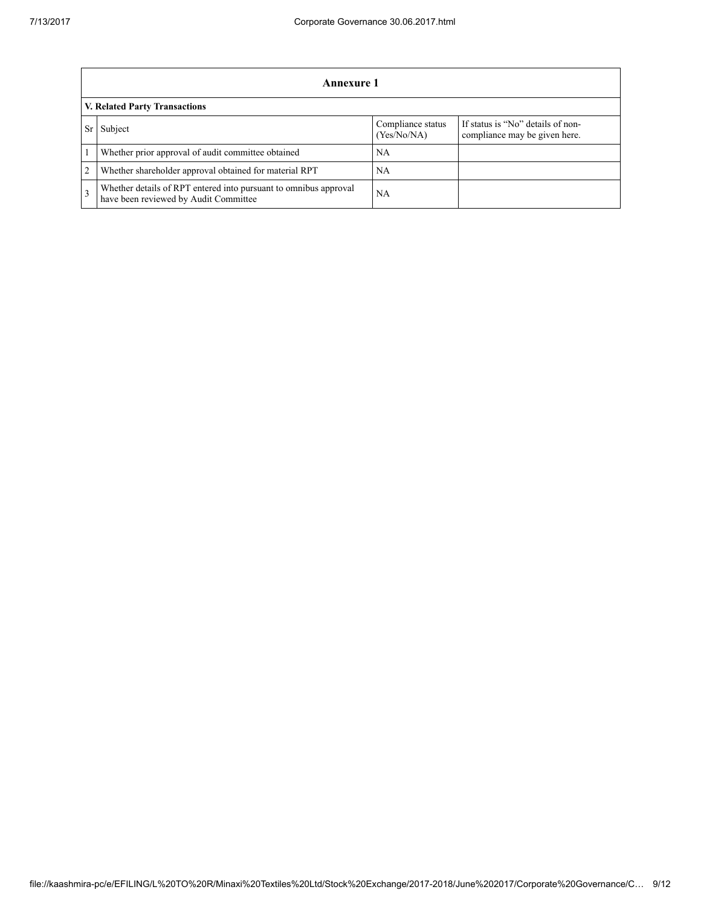| Annexure 1 | | | |
|---|---|---|---|
| **V. Related Party Transactions** | | | |
| Sr | Subject | Compliance status (Yes/No/NA) | If status is "No" details of non-compliance may be given here. |
| 1 | Whether prior approval of audit committee obtained | NA | |
| 2 | Whether shareholder approval obtained for material RPT | NA | |
| 3 | Whether details of RPT entered into pursuant to omnibus approval have been reviewed by Audit Committee | NA | |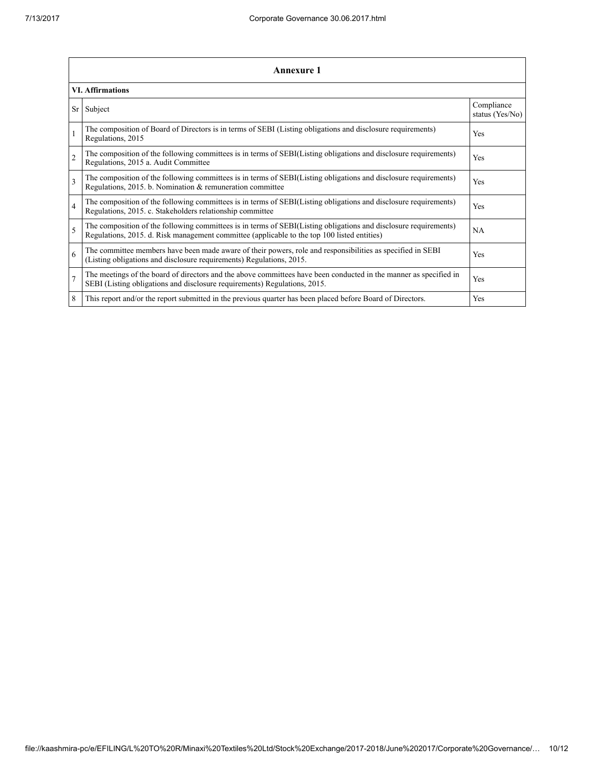## Annexure 1

### VI. Affirmations

| Sr | Subject | Compliance status (Yes/No) |
|---|---|---|
| 1 | The composition of Board of Directors is in terms of SEBI (Listing obligations and disclosure requirements) Regulations, 2015 | Yes |
| 2 | The composition of the following committees is in terms of SEBI(Listing obligations and disclosure requirements) Regulations, 2015 a. Audit Committee | Yes |
| 3 | The composition of the following committees is in terms of SEBI(Listing obligations and disclosure requirements) Regulations, 2015. b. Nomination & remuneration committee | Yes |
| 4 | The composition of the following committees is in terms of SEBI(Listing obligations and disclosure requirements) Regulations, 2015. c. Stakeholders relationship committee | Yes |
| 5 | The composition of the following committees is in terms of SEBI(Listing obligations and disclosure requirements) Regulations, 2015. d. Risk management committee (applicable to the top 100 listed entities) | NA |
| 6 | The committee members have been made aware of their powers, role and responsibilities as specified in SEBI (Listing obligations and disclosure requirements) Regulations, 2015. | Yes |
| 7 | The meetings of the board of directors and the above committees have been conducted in the manner as specified in SEBI (Listing obligations and disclosure requirements) Regulations, 2015. | Yes |
| 8 | This report and/or the report submitted in the previous quarter has been placed before Board of Directors. | Yes |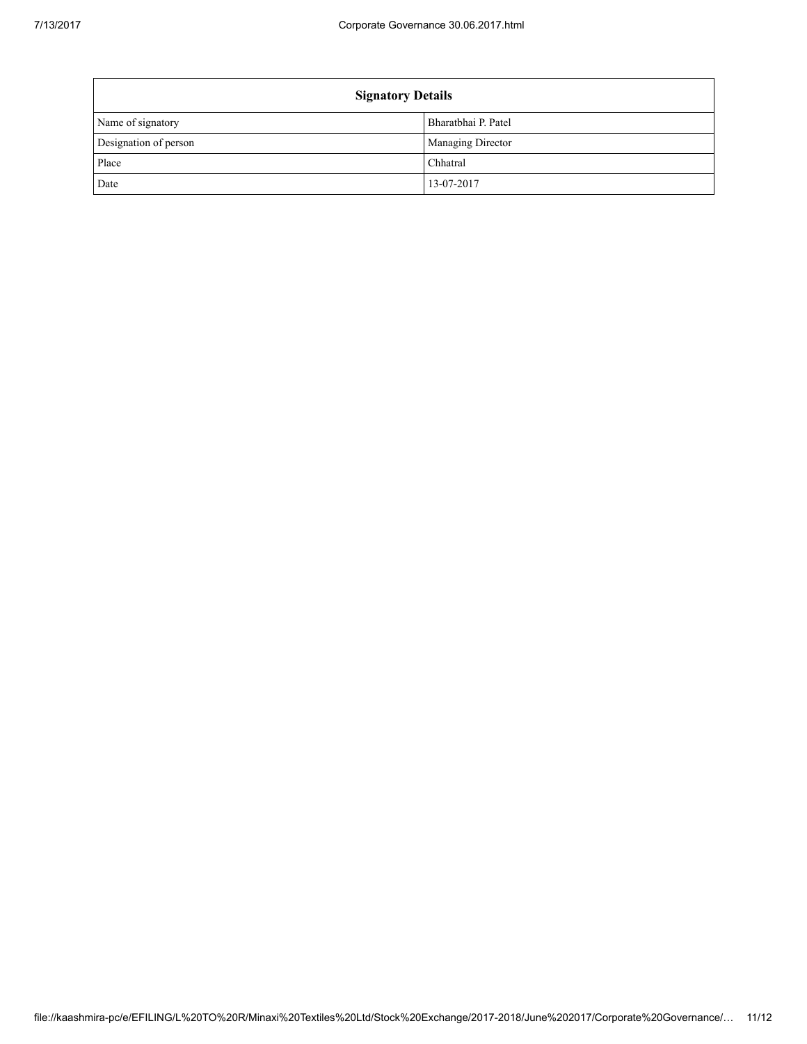| Signatory Details | |
|---|---|
| Name of signatory | Bharatbhai P. Patel |
| Designation of person | Managing Director |
| Place | Chhatral |
| Date | 13-07-2017 |